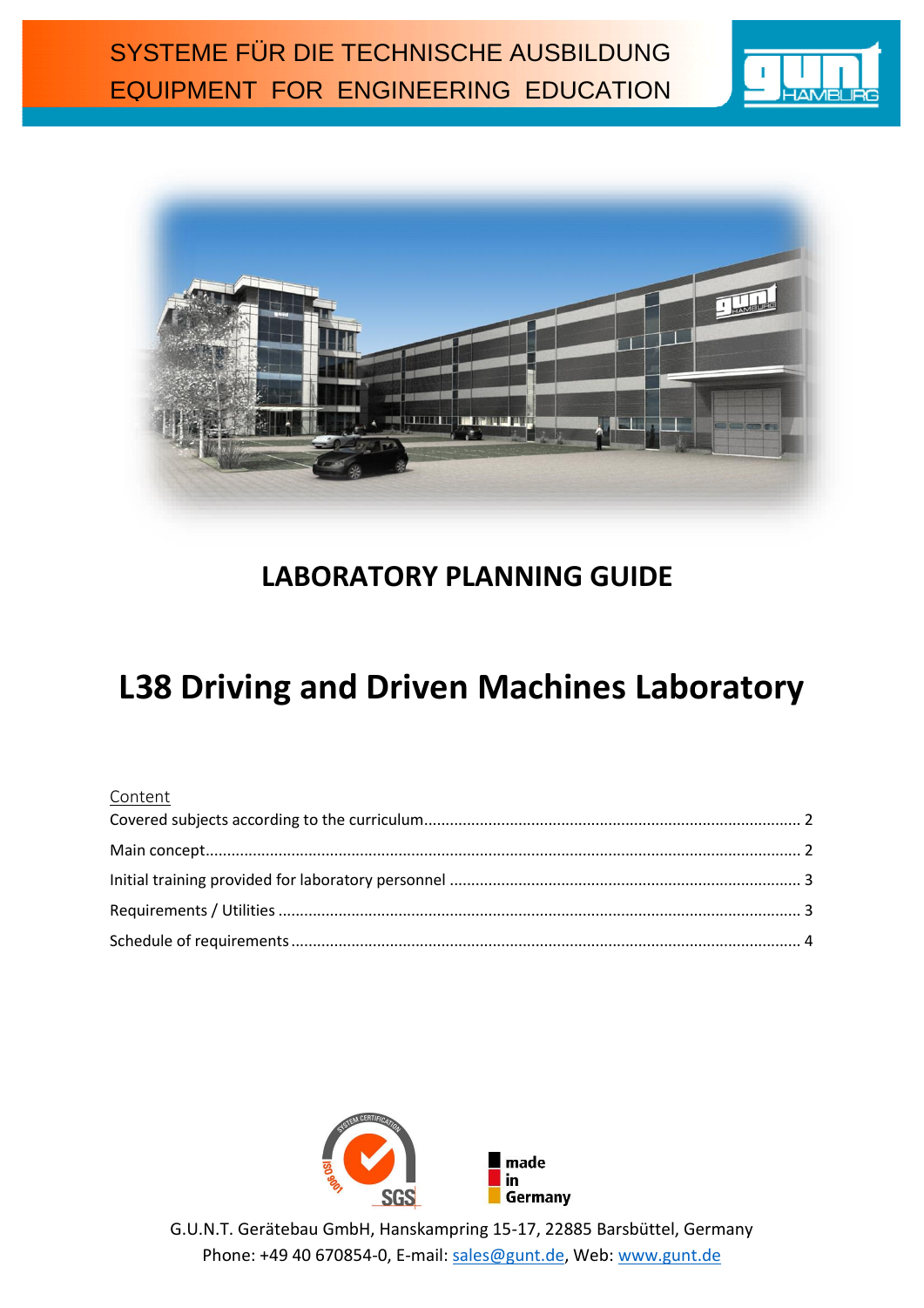SYSTEME FÜR DIE TECHNISCHE AUSBILDUNG
EQUIPMENT FOR ENGINEERING EDUCATION

# LABORATORY PLANNING GUIDE

# L38 Driving and Driven Machines Laboratory

Content

Covered subjects according to the curriculum ........ 2

Main concept ........ 2

Initial training provided for laboratory personnel ........ 3

Requirements / Utilities ........ 3

Schedule of requirements ........ 4

made in Germany

G.U.N.T. Gerätebau GmbH, Hanskampring 15-17, 22885 Barsbüttel, Germany
Phone: +49 40 670854-0, E-mail: sales@gunt.de, Web: www.gunt.de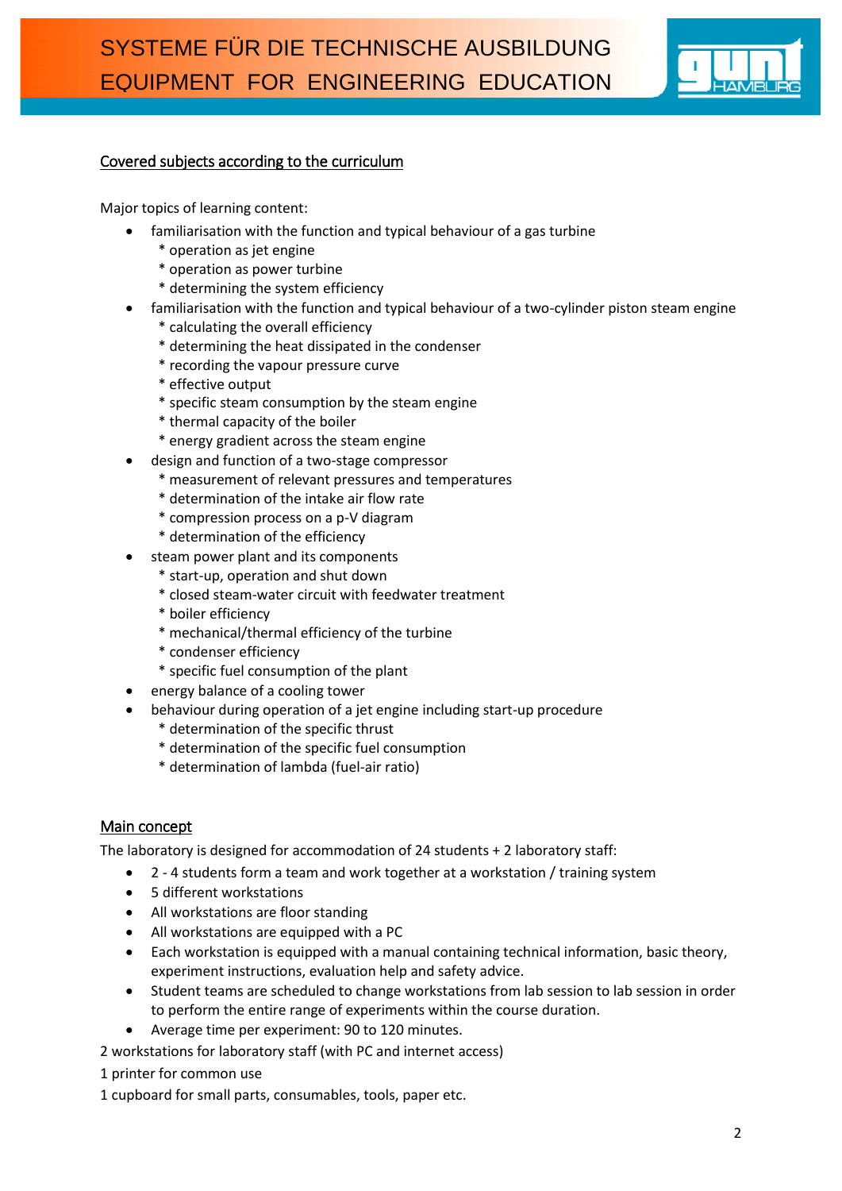## Covered subjects according to the curriculum

Major topics of learning content:

- familiarisation with the function and typical behaviour of a gas turbine
  * operation as jet engine
  * operation as power turbine
  * determining the system efficiency
- familiarisation with the function and typical behaviour of a two-cylinder piston steam engine
  * calculating the overall efficiency
  * determining the heat dissipated in the condenser
  * recording the vapour pressure curve
  * effective output
  * specific steam consumption by the steam engine
  * thermal capacity of the boiler
  * energy gradient across the steam engine
- design and function of a two-stage compressor
  * measurement of relevant pressures and temperatures
  * determination of the intake air flow rate
  * compression process on a p-V diagram
  * determination of the efficiency
- steam power plant and its components
  * start-up, operation and shut down
  * closed steam-water circuit with feedwater treatment
  * boiler efficiency
  * mechanical/thermal efficiency of the turbine
  * condenser efficiency
  * specific fuel consumption of the plant
- energy balance of a cooling tower
- behaviour during operation of a jet engine including start-up procedure
  * determination of the specific thrust
  * determination of the specific fuel consumption
  * determination of lambda (fuel-air ratio)

## Main concept

The laboratory is designed for accommodation of 24 students + 2 laboratory staff:

- 2 - 4 students form a team and work together at a workstation / training system
- 5 different workstations
- All workstations are floor standing
- All workstations are equipped with a PC
- Each workstation is equipped with a manual containing technical information, basic theory, experiment instructions, evaluation help and safety advice.
- Student teams are scheduled to change workstations from lab session to lab session in order to perform the entire range of experiments within the course duration.
- Average time per experiment: 90 to 120 minutes.

2 workstations for laboratory staff (with PC and internet access)

1 printer for common use

1 cupboard for small parts, consumables, tools, paper etc.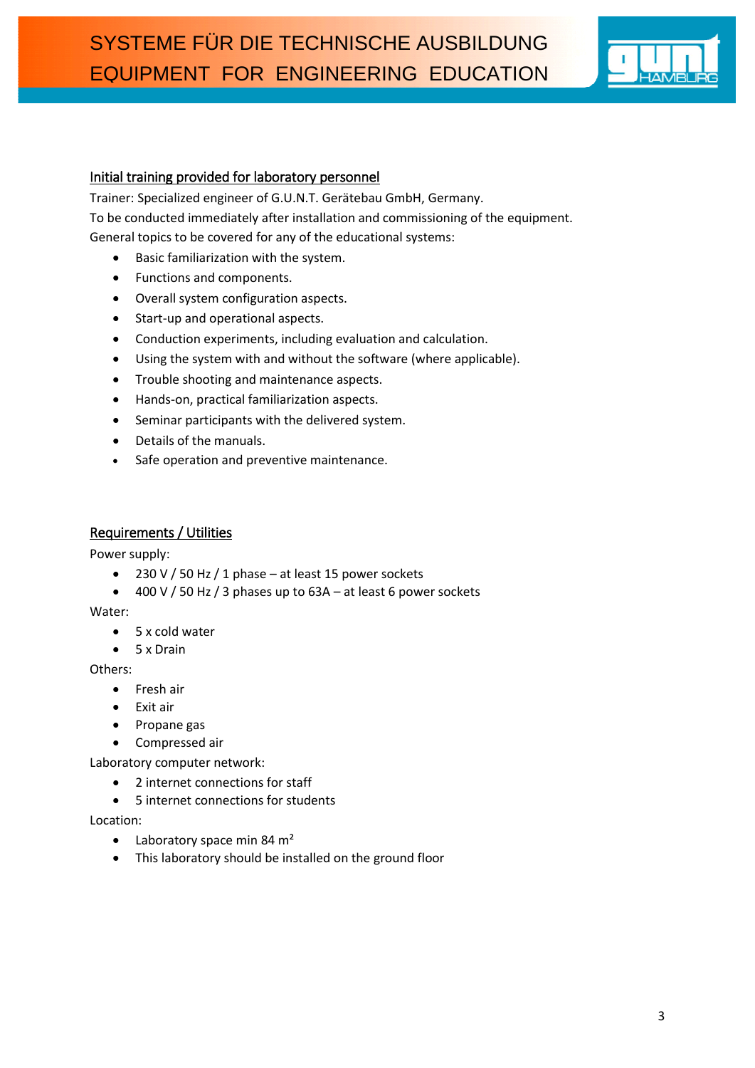## Initial training provided for laboratory personnel

Trainer: Specialized engineer of G.U.N.T. Gerätebau GmbH, Germany.
To be conducted immediately after installation and commissioning of the equipment.
General topics to be covered for any of the educational systems:

- Basic familiarization with the system.
- Functions and components.
- Overall system configuration aspects.
- Start-up and operational aspects.
- Conduction experiments, including evaluation and calculation.
- Using the system with and without the software (where applicable).
- Trouble shooting and maintenance aspects.
- Hands-on, practical familiarization aspects.
- Seminar participants with the delivered system.
- Details of the manuals.
- Safe operation and preventive maintenance.

## Requirements / Utilities

Power supply:

- 230 V / 50 Hz / 1 phase – at least 15 power sockets
- 400 V / 50 Hz / 3 phases up to 63A – at least 6 power sockets

Water:

- 5 x cold water
- 5 x Drain

Others:

- Fresh air
- Exit air
- Propane gas
- Compressed air

Laboratory computer network:

- 2 internet connections for staff
- 5 internet connections for students

Location:

- Laboratory space min 84 m²
- This laboratory should be installed on the ground floor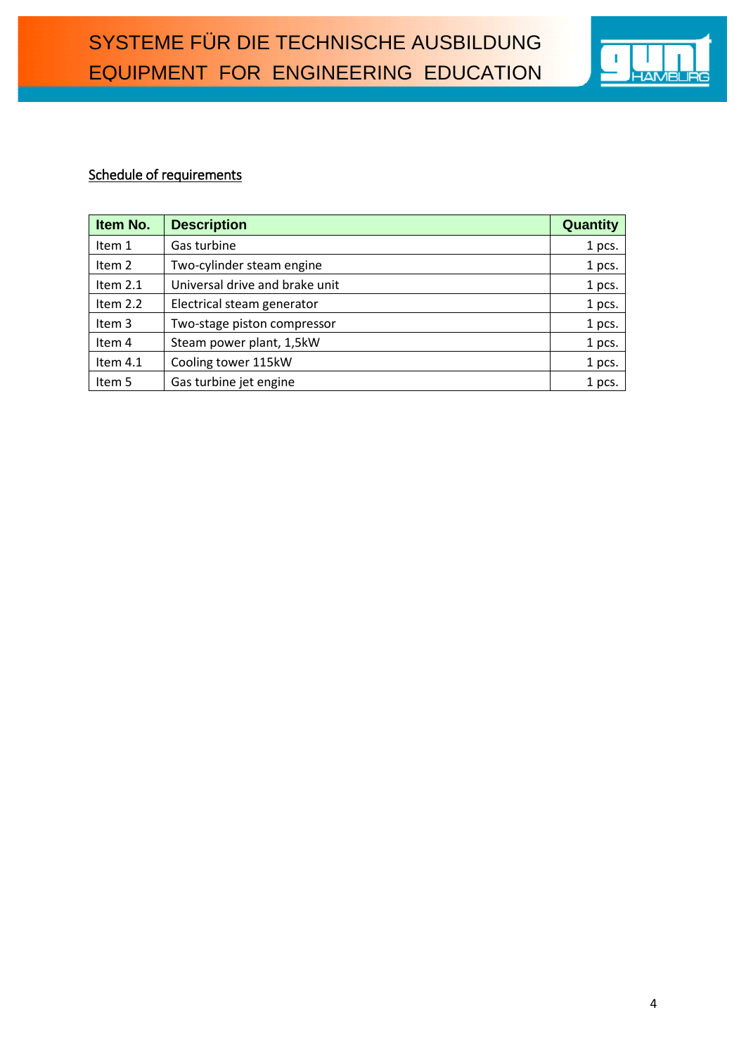Schedule of requirements

| Item No. | Description | Quantity |
|---|---|---|
| Item 1 | Gas turbine | 1 pcs. |
| Item 2 | Two-cylinder steam engine | 1 pcs. |
| Item 2.1 | Universal drive and brake unit | 1 pcs. |
| Item 2.2 | Electrical steam generator | 1 pcs. |
| Item 3 | Two-stage piston compressor | 1 pcs. |
| Item 4 | Steam power plant, 1,5kW | 1 pcs. |
| Item 4.1 | Cooling tower 115kW | 1 pcs. |
| Item 5 | Gas turbine jet engine | 1 pcs. |